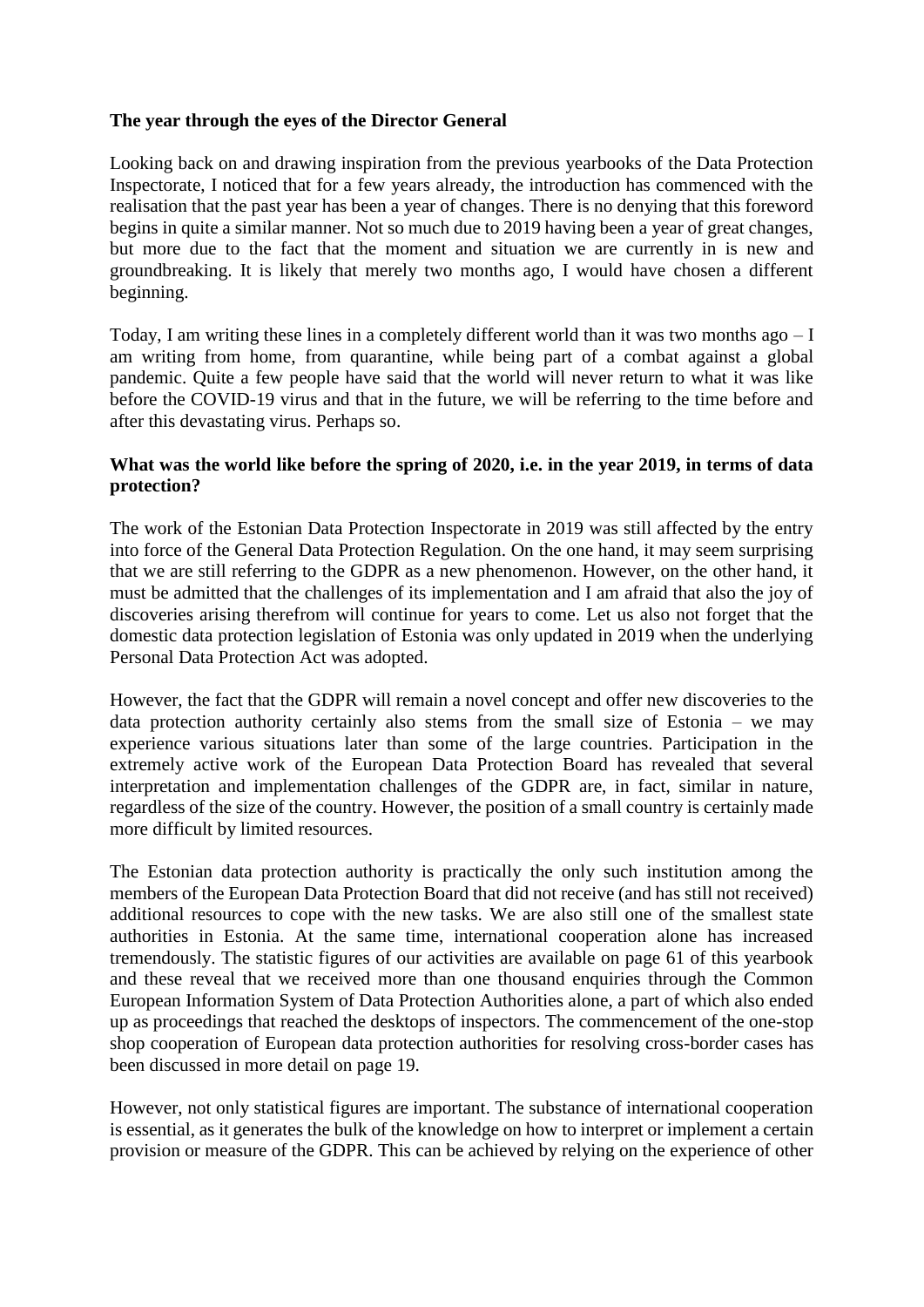**The year through the eyes of the Director General**

Looking back on and drawing inspiration from the previous yearbooks of the Data Protection Inspectorate, I noticed that for a few years already, the introduction has commenced with the realisation that the past year has been a year of changes. There is no denying that this foreword begins in quite a similar manner. Not so much due to 2019 having been a year of great changes, but more due to the fact that the moment and situation we are currently in is new and groundbreaking. It is likely that merely two months ago, I would have chosen a different beginning.

Today, I am writing these lines in a completely different world than it was two months ago – I am writing from home, from quarantine, while being part of a combat against a global pandemic. Quite a few people have said that the world will never return to what it was like before the COVID-19 virus and that in the future, we will be referring to the time before and after this devastating virus. Perhaps so.

**What was the world like before the spring of 2020, i.e. in the year 2019, in terms of data protection?**

The work of the Estonian Data Protection Inspectorate in 2019 was still affected by the entry into force of the General Data Protection Regulation. On the one hand, it may seem surprising that we are still referring to the GDPR as a new phenomenon. However, on the other hand, it must be admitted that the challenges of its implementation and I am afraid that also the joy of discoveries arising therefrom will continue for years to come. Let us also not forget that the domestic data protection legislation of Estonia was only updated in 2019 when the underlying Personal Data Protection Act was adopted.

However, the fact that the GDPR will remain a novel concept and offer new discoveries to the data protection authority certainly also stems from the small size of Estonia – we may experience various situations later than some of the large countries. Participation in the extremely active work of the European Data Protection Board has revealed that several interpretation and implementation challenges of the GDPR are, in fact, similar in nature, regardless of the size of the country. However, the position of a small country is certainly made more difficult by limited resources.

The Estonian data protection authority is practically the only such institution among the members of the European Data Protection Board that did not receive (and has still not received) additional resources to cope with the new tasks. We are also still one of the smallest state authorities in Estonia. At the same time, international cooperation alone has increased tremendously. The statistic figures of our activities are available on page 61 of this yearbook and these reveal that we received more than one thousand enquiries through the Common European Information System of Data Protection Authorities alone, a part of which also ended up as proceedings that reached the desktops of inspectors. The commencement of the one-stop shop cooperation of European data protection authorities for resolving cross-border cases has been discussed in more detail on page 19.

However, not only statistical figures are important. The substance of international cooperation is essential, as it generates the bulk of the knowledge on how to interpret or implement a certain provision or measure of the GDPR. This can be achieved by relying on the experience of other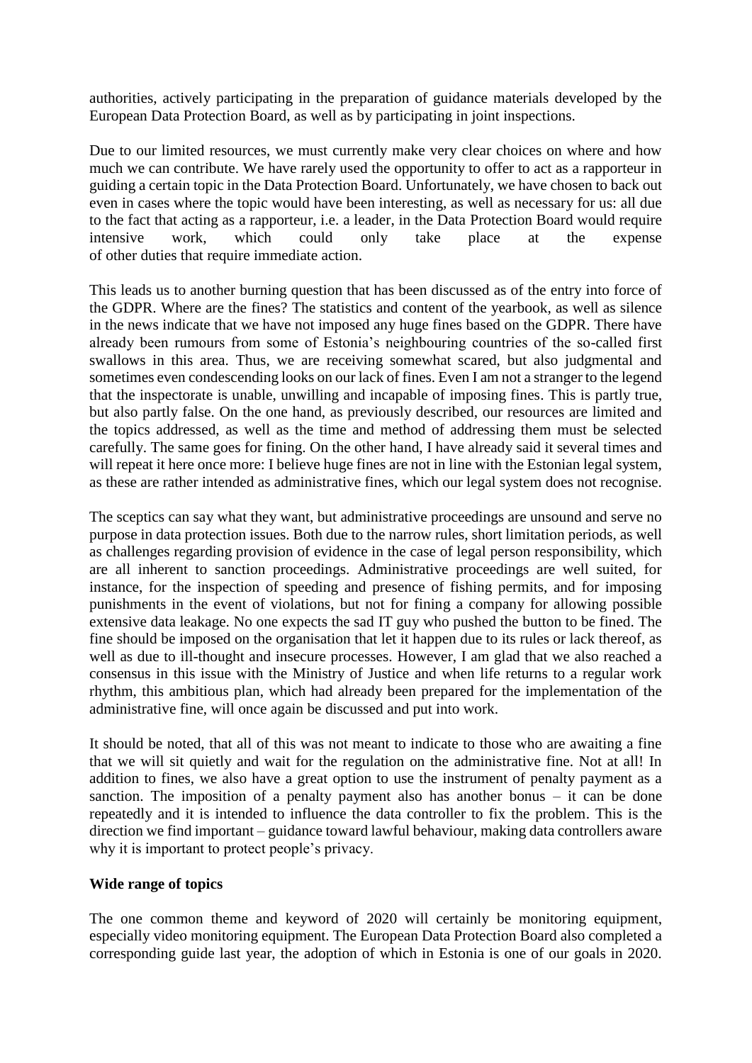authorities, actively participating in the preparation of guidance materials developed by the European Data Protection Board, as well as by participating in joint inspections.

Due to our limited resources, we must currently make very clear choices on where and how much we can contribute. We have rarely used the opportunity to offer to act as a rapporteur in guiding a certain topic in the Data Protection Board. Unfortunately, we have chosen to back out even in cases where the topic would have been interesting, as well as necessary for us: all due to the fact that acting as a rapporteur, i.e. a leader, in the Data Protection Board would require intensive work, which could only take place at the expense of other duties that require immediate action.

This leads us to another burning question that has been discussed as of the entry into force of the GDPR. Where are the fines? The statistics and content of the yearbook, as well as silence in the news indicate that we have not imposed any huge fines based on the GDPR. There have already been rumours from some of Estonia's neighbouring countries of the so-called first swallows in this area. Thus, we are receiving somewhat scared, but also judgmental and sometimes even condescending looks on our lack of fines. Even I am not a stranger to the legend that the inspectorate is unable, unwilling and incapable of imposing fines. This is partly true, but also partly false. On the one hand, as previously described, our resources are limited and the topics addressed, as well as the time and method of addressing them must be selected carefully. The same goes for fining. On the other hand, I have already said it several times and will repeat it here once more: I believe huge fines are not in line with the Estonian legal system, as these are rather intended as administrative fines, which our legal system does not recognise.

The sceptics can say what they want, but administrative proceedings are unsound and serve no purpose in data protection issues. Both due to the narrow rules, short limitation periods, as well as challenges regarding provision of evidence in the case of legal person responsibility, which are all inherent to sanction proceedings. Administrative proceedings are well suited, for instance, for the inspection of speeding and presence of fishing permits, and for imposing punishments in the event of violations, but not for fining a company for allowing possible extensive data leakage. No one expects the sad IT guy who pushed the button to be fined. The fine should be imposed on the organisation that let it happen due to its rules or lack thereof, as well as due to ill-thought and insecure processes. However, I am glad that we also reached a consensus in this issue with the Ministry of Justice and when life returns to a regular work rhythm, this ambitious plan, which had already been prepared for the implementation of the administrative fine, will once again be discussed and put into work.

It should be noted, that all of this was not meant to indicate to those who are awaiting a fine that we will sit quietly and wait for the regulation on the administrative fine. Not at all! In addition to fines, we also have a great option to use the instrument of penalty payment as a sanction. The imposition of a penalty payment also has another bonus – it can be done repeatedly and it is intended to influence the data controller to fix the problem. This is the direction we find important – guidance toward lawful behaviour, making data controllers aware why it is important to protect people's privacy.

**Wide range of topics**

The one common theme and keyword of 2020 will certainly be monitoring equipment, especially video monitoring equipment. The European Data Protection Board also completed a corresponding guide last year, the adoption of which in Estonia is one of our goals in 2020.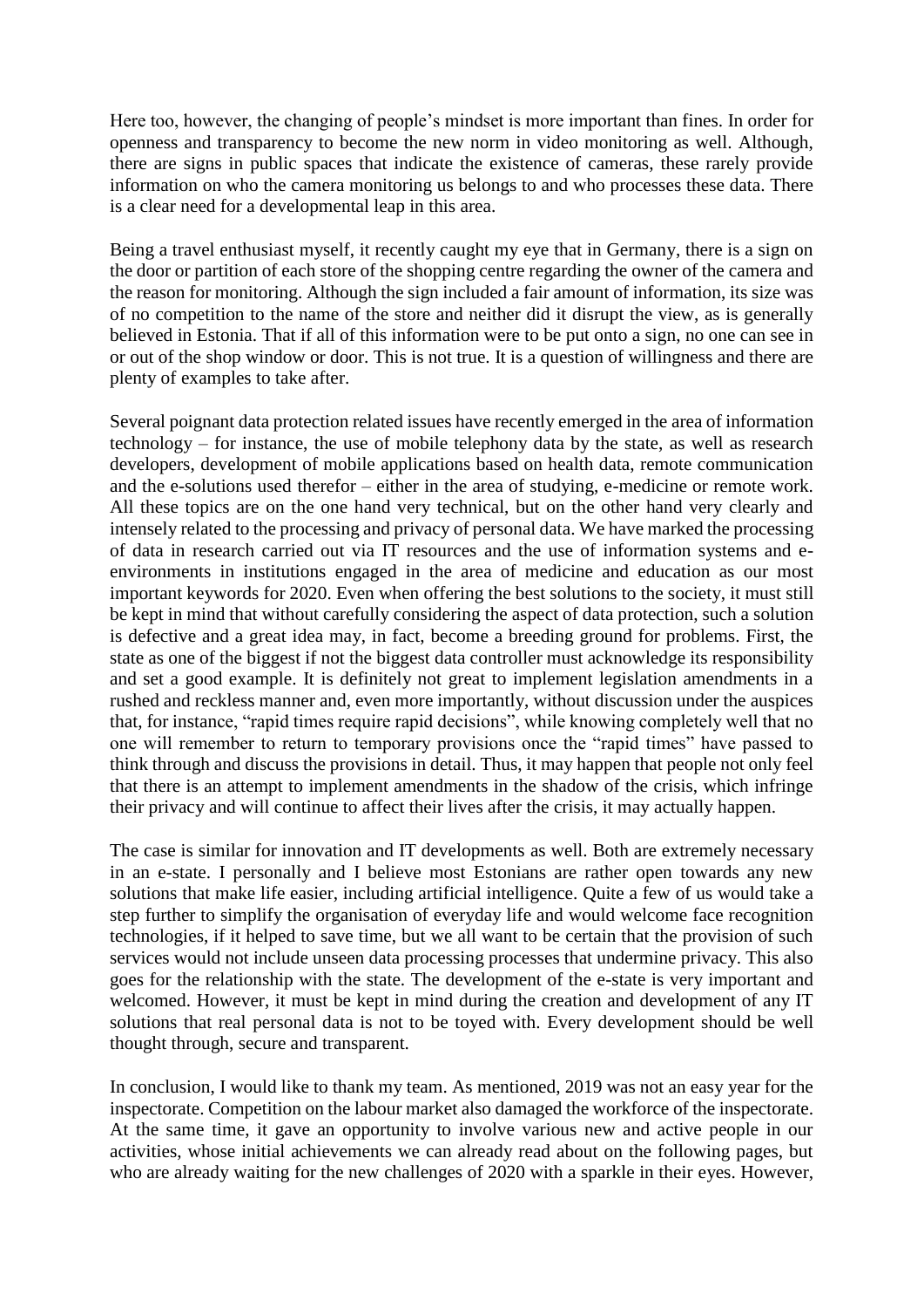Here too, however, the changing of people's mindset is more important than fines. In order for openness and transparency to become the new norm in video monitoring as well. Although, there are signs in public spaces that indicate the existence of cameras, these rarely provide information on who the camera monitoring us belongs to and who processes these data. There is a clear need for a developmental leap in this area.

Being a travel enthusiast myself, it recently caught my eye that in Germany, there is a sign on the door or partition of each store of the shopping centre regarding the owner of the camera and the reason for monitoring. Although the sign included a fair amount of information, its size was of no competition to the name of the store and neither did it disrupt the view, as is generally believed in Estonia. That if all of this information were to be put onto a sign, no one can see in or out of the shop window or door. This is not true. It is a question of willingness and there are plenty of examples to take after.

Several poignant data protection related issues have recently emerged in the area of information technology – for instance, the use of mobile telephony data by the state, as well as research developers, development of mobile applications based on health data, remote communication and the e-solutions used therefor – either in the area of studying, e-medicine or remote work. All these topics are on the one hand very technical, but on the other hand very clearly and intensely related to the processing and privacy of personal data. We have marked the processing of data in research carried out via IT resources and the use of information systems and e-environments in institutions engaged in the area of medicine and education as our most important keywords for 2020. Even when offering the best solutions to the society, it must still be kept in mind that without carefully considering the aspect of data protection, such a solution is defective and a great idea may, in fact, become a breeding ground for problems. First, the state as one of the biggest if not the biggest data controller must acknowledge its responsibility and set a good example. It is definitely not great to implement legislation amendments in a rushed and reckless manner and, even more importantly, without discussion under the auspices that, for instance, "rapid times require rapid decisions", while knowing completely well that no one will remember to return to temporary provisions once the "rapid times" have passed to think through and discuss the provisions in detail. Thus, it may happen that people not only feel that there is an attempt to implement amendments in the shadow of the crisis, which infringe their privacy and will continue to affect their lives after the crisis, it may actually happen.

The case is similar for innovation and IT developments as well. Both are extremely necessary in an e-state. I personally and I believe most Estonians are rather open towards any new solutions that make life easier, including artificial intelligence. Quite a few of us would take a step further to simplify the organisation of everyday life and would welcome face recognition technologies, if it helped to save time, but we all want to be certain that the provision of such services would not include unseen data processing processes that undermine privacy. This also goes for the relationship with the state. The development of the e-state is very important and welcomed. However, it must be kept in mind during the creation and development of any IT solutions that real personal data is not to be toyed with. Every development should be well thought through, secure and transparent.

In conclusion, I would like to thank my team. As mentioned, 2019 was not an easy year for the inspectorate. Competition on the labour market also damaged the workforce of the inspectorate. At the same time, it gave an opportunity to involve various new and active people in our activities, whose initial achievements we can already read about on the following pages, but who are already waiting for the new challenges of 2020 with a sparkle in their eyes. However,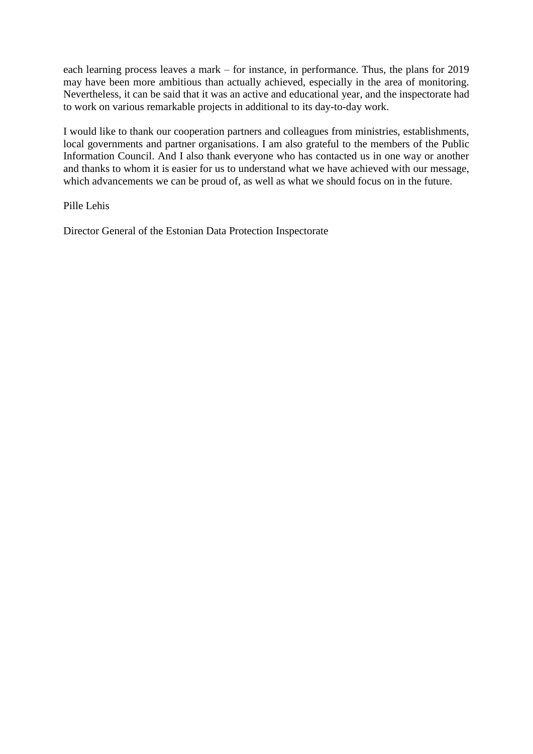each learning process leaves a mark – for instance, in performance. Thus, the plans for 2019 may have been more ambitious than actually achieved, especially in the area of monitoring. Nevertheless, it can be said that it was an active and educational year, and the inspectorate had to work on various remarkable projects in additional to its day-to-day work.

I would like to thank our cooperation partners and colleagues from ministries, establishments, local governments and partner organisations. I am also grateful to the members of the Public Information Council. And I also thank everyone who has contacted us in one way or another and thanks to whom it is easier for us to understand what we have achieved with our message, which advancements we can be proud of, as well as what we should focus on in the future.

Pille Lehis

Director General of the Estonian Data Protection Inspectorate